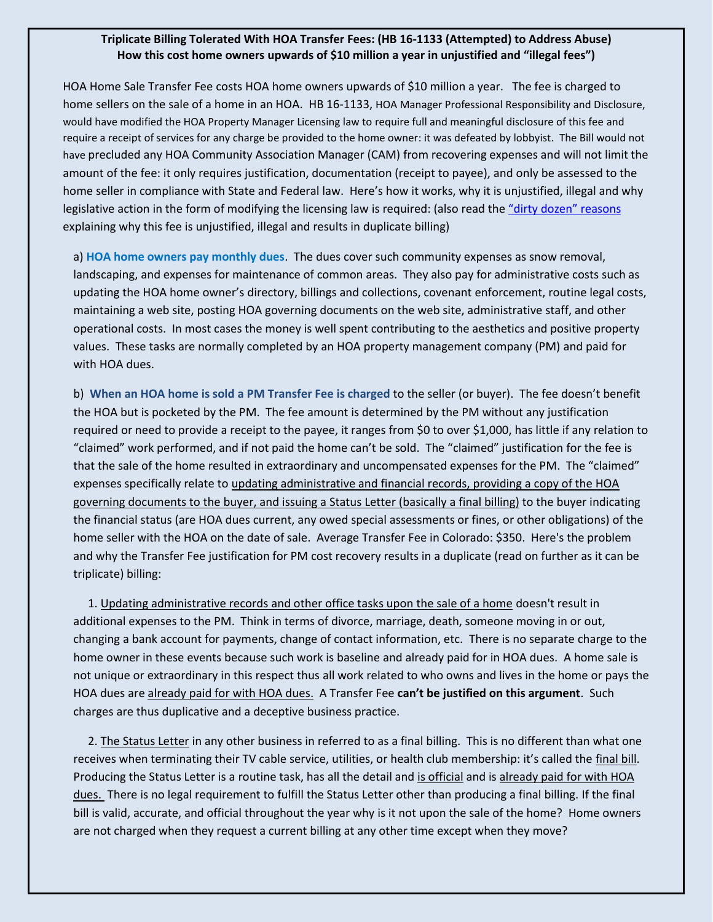**Triplicate Billing Tolerated With HOA Transfer Fees: (HB 16-1133 (Attempted) to Address Abuse)**
**How this cost home owners upwards of $10 million a year in unjustified and "illegal fees")**

HOA Home Sale Transfer Fee costs HOA home owners upwards of $10 million a year. The fee is charged to home sellers on the sale of a home in an HOA. HB 16-1133, HOA Manager Professional Responsibility and Disclosure, would have modified the HOA Property Manager Licensing law to require full and meaningful disclosure of this fee and require a receipt of services for any charge be provided to the home owner: it was defeated by lobbyist. The Bill would not have precluded any HOA Community Association Manager (CAM) from recovering expenses and will not limit the amount of the fee: it only requires justification, documentation (receipt to payee), and only be assessed to the home seller in compliance with State and Federal law. Here's how it works, why it is unjustified, illegal and why legislative action in the form of modifying the licensing law is required: (also read the "dirty dozen" reasons explaining why this fee is unjustified, illegal and results in duplicate billing)

a) **HOA home owners pay monthly dues**. The dues cover such community expenses as snow removal, landscaping, and expenses for maintenance of common areas. They also pay for administrative costs such as updating the HOA home owner's directory, billings and collections, covenant enforcement, routine legal costs, maintaining a web site, posting HOA governing documents on the web site, administrative staff, and other operational costs. In most cases the money is well spent contributing to the aesthetics and positive property values. These tasks are normally completed by an HOA property management company (PM) and paid for with HOA dues.

b) **When an HOA home is sold a PM Transfer Fee is charged** to the seller (or buyer). The fee doesn't benefit the HOA but is pocketed by the PM. The fee amount is determined by the PM without any justification required or need to provide a receipt to the payee, it ranges from $0 to over $1,000, has little if any relation to "claimed" work performed, and if not paid the home can't be sold. The "claimed" justification for the fee is that the sale of the home resulted in extraordinary and uncompensated expenses for the PM. The "claimed" expenses specifically relate to updating administrative and financial records, providing a copy of the HOA governing documents to the buyer, and issuing a Status Letter (basically a final billing) to the buyer indicating the financial status (are HOA dues current, any owed special assessments or fines, or other obligations) of the home seller with the HOA on the date of sale. Average Transfer Fee in Colorado: $350. Here's the problem and why the Transfer Fee justification for PM cost recovery results in a duplicate (read on further as it can be triplicate) billing:

1. Updating administrative records and other office tasks upon the sale of a home doesn't result in additional expenses to the PM. Think in terms of divorce, marriage, death, someone moving in or out, changing a bank account for payments, change of contact information, etc. There is no separate charge to the home owner in these events because such work is baseline and already paid for in HOA dues. A home sale is not unique or extraordinary in this respect thus all work related to who owns and lives in the home or pays the HOA dues are already paid for with HOA dues. A Transfer Fee **can't be justified on this argument**. Such charges are thus duplicative and a deceptive business practice.

2. The Status Letter in any other business in referred to as a final billing. This is no different than what one receives when terminating their TV cable service, utilities, or health club membership: it's called the final bill. Producing the Status Letter is a routine task, has all the detail and is official and is already paid for with HOA dues. There is no legal requirement to fulfill the Status Letter other than producing a final billing. If the final bill is valid, accurate, and official throughout the year why is it not upon the sale of the home? Home owners are not charged when they request a current billing at any other time except when they move?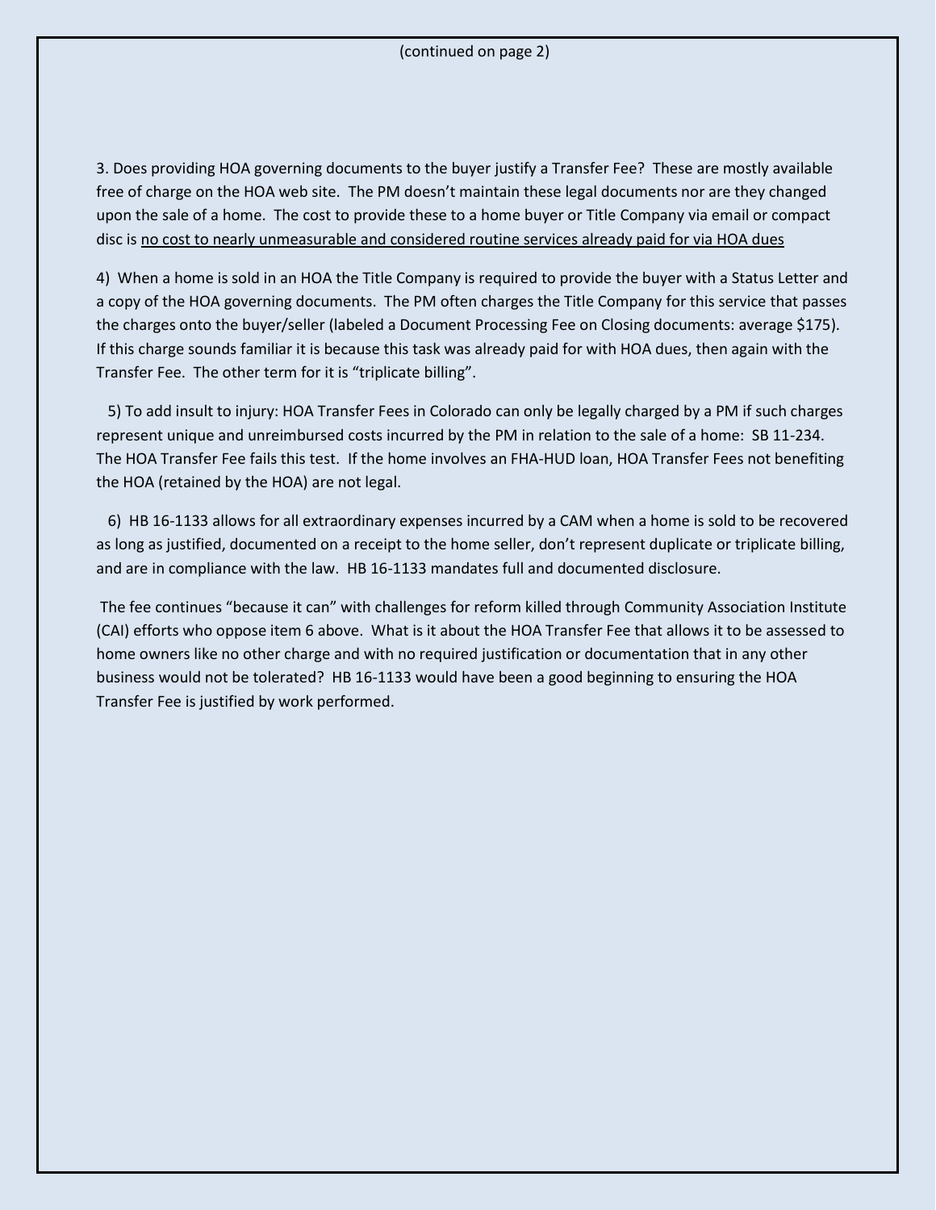(continued on page 2)

3. Does providing HOA governing documents to the buyer justify a Transfer Fee? These are mostly available free of charge on the HOA web site. The PM doesn't maintain these legal documents nor are they changed upon the sale of a home. The cost to provide these to a home buyer or Title Company via email or compact disc is <u>no cost to nearly unmeasurable and considered routine services already paid for via HOA dues</u>

4) When a home is sold in an HOA the Title Company is required to provide the buyer with a Status Letter and a copy of the HOA governing documents. The PM often charges the Title Company for this service that passes the charges onto the buyer/seller (labeled a Document Processing Fee on Closing documents: average $175). If this charge sounds familiar it is because this task was already paid for with HOA dues, then again with the Transfer Fee. The other term for it is "triplicate billing".

5) To add insult to injury: HOA Transfer Fees in Colorado can only be legally charged by a PM if such charges represent unique and unreimbursed costs incurred by the PM in relation to the sale of a home: SB 11-234. The HOA Transfer Fee fails this test. If the home involves an FHA-HUD loan, HOA Transfer Fees not benefiting the HOA (retained by the HOA) are not legal.

6) HB 16-1133 allows for all extraordinary expenses incurred by a CAM when a home is sold to be recovered as long as justified, documented on a receipt to the home seller, don't represent duplicate or triplicate billing, and are in compliance with the law. HB 16-1133 mandates full and documented disclosure.

The fee continues "because it can" with challenges for reform killed through Community Association Institute (CAI) efforts who oppose item 6 above. What is it about the HOA Transfer Fee that allows it to be assessed to home owners like no other charge and with no required justification or documentation that in any other business would not be tolerated? HB 16-1133 would have been a good beginning to ensuring the HOA Transfer Fee is justified by work performed.